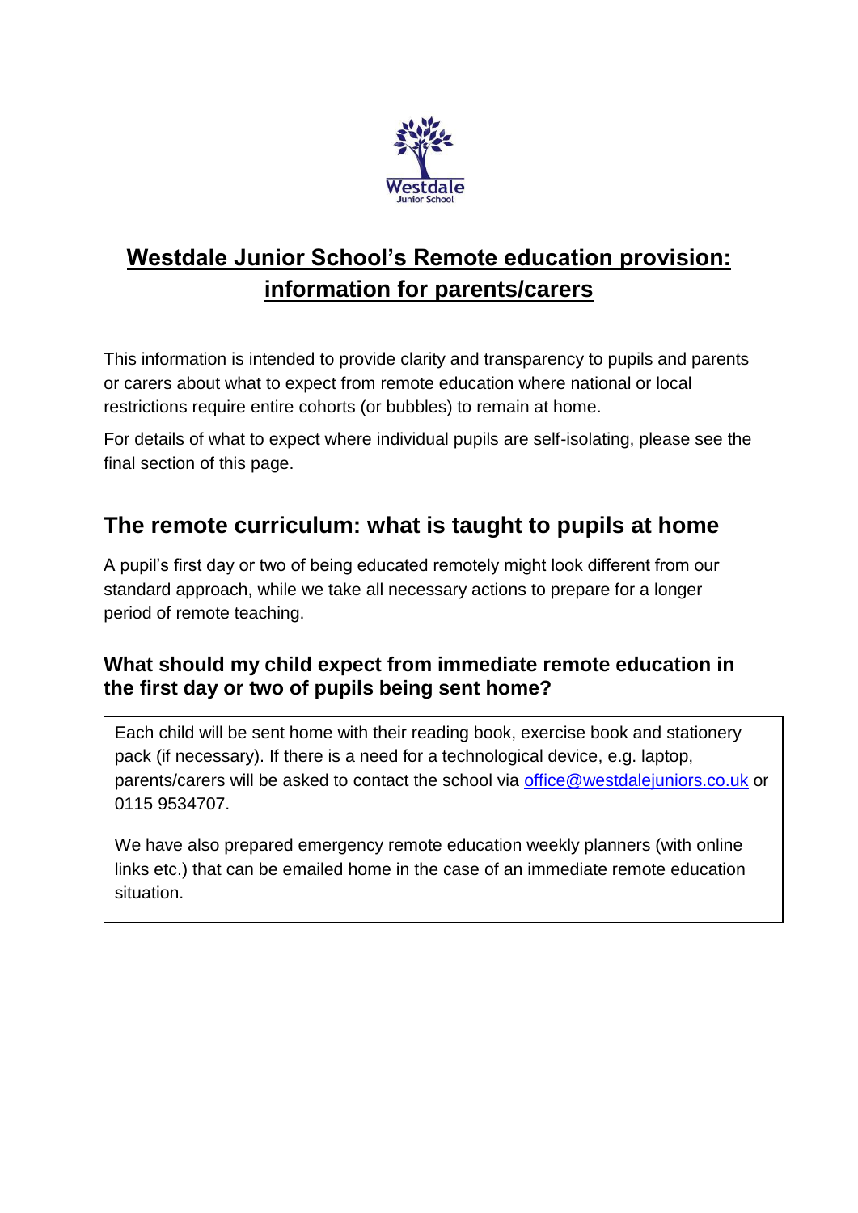# Westdale Junior School's Remote education provision: information for parents/carers

This information is intended to provide clarity and transparency to pupils and parents or carers about what to expect from remote education where national or local restrictions require entire cohorts (or bubbles) to remain at home.

For details of what to expect where individual pupils are self-isolating, please see the final section of this page.

## The remote curriculum: what is taught to pupils at home

A pupil's first day or two of being educated remotely might look different from our standard approach, while we take all necessary actions to prepare for a longer period of remote teaching.

### What should my child expect from immediate remote education in the first day or two of pupils being sent home?

Each child will be sent home with their reading book, exercise book and stationery pack (if necessary). If there is a need for a technological device, e.g. laptop, parents/carers will be asked to contact the school via office@westdalejuniors.co.uk or 0115 9534707.

We have also prepared emergency remote education weekly planners (with online links etc.) that can be emailed home in the case of an immediate remote education situation.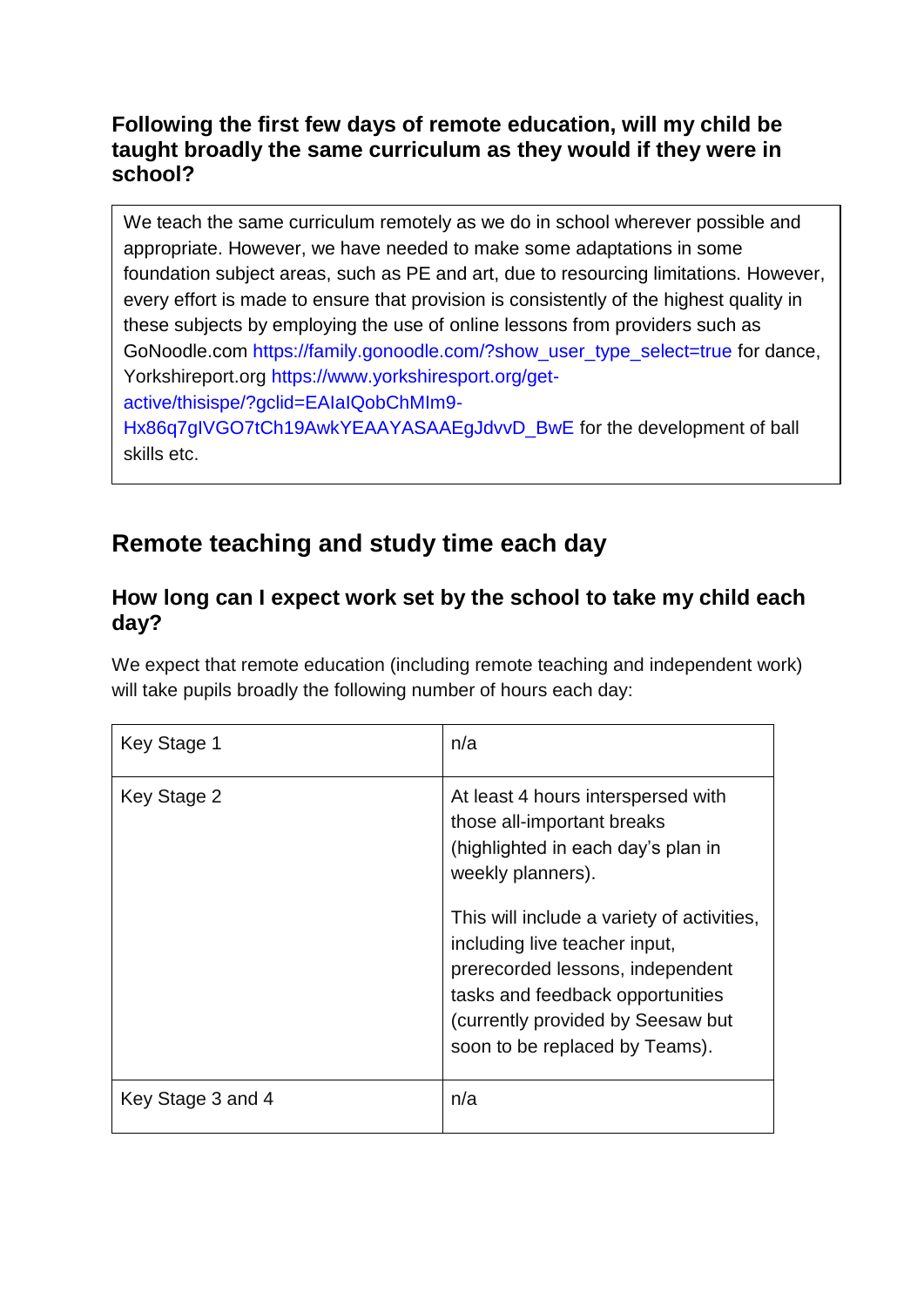### Following the first few days of remote education, will my child be taught broadly the same curriculum as they would if they were in school?

We teach the same curriculum remotely as we do in school wherever possible and appropriate. However, we have needed to make some adaptations in some foundation subject areas, such as PE and art, due to resourcing limitations. However, every effort is made to ensure that provision is consistently of the highest quality in these subjects by employing the use of online lessons from providers such as GoNoodle.com https://family.gonoodle.com/?show_user_type_select=true for dance, Yorkshireport.org https://www.yorkshiresport.org/get-active/thisispe/?gclid=EAIaIQobChMIm9-Hx86q7gIVGO7tCh19AwkYEAAYASAAEgJdvvD_BwE for the development of ball skills etc.

## Remote teaching and study time each day

### How long can I expect work set by the school to take my child each day?

We expect that remote education (including remote teaching and independent work) will take pupils broadly the following number of hours each day:

| | |
|---|---|
| Key Stage 1 | n/a |
| Key Stage 2 | At least 4 hours interspersed with those all-important breaks (highlighted in each day's plan in weekly planners).<br><br>This will include a variety of activities, including live teacher input, prerecorded lessons, independent tasks and feedback opportunities (currently provided by Seesaw but soon to be replaced by Teams). |
| Key Stage 3 and 4 | n/a |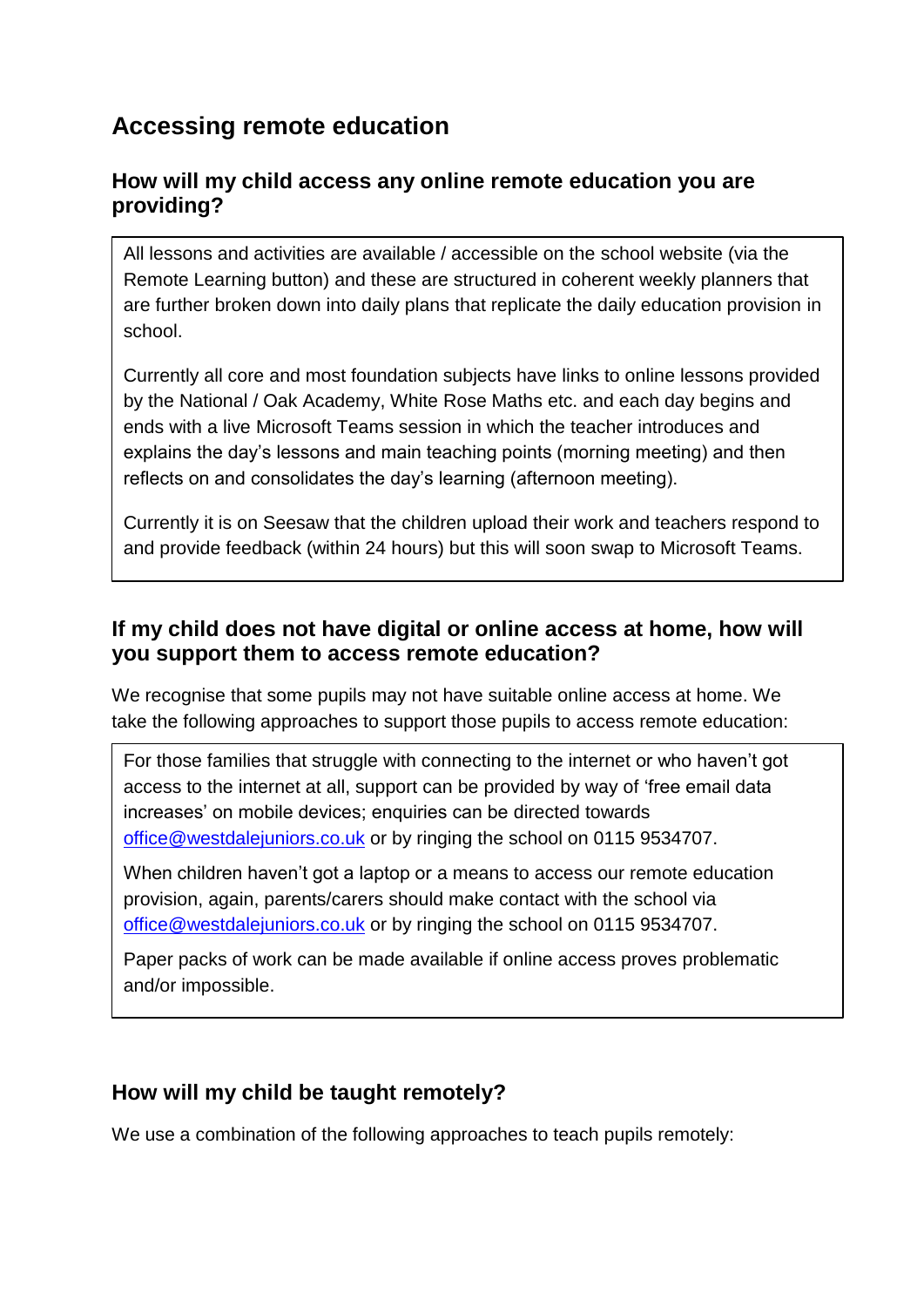## Accessing remote education

### How will my child access any online remote education you are providing?

All lessons and activities are available / accessible on the school website (via the Remote Learning button) and these are structured in coherent weekly planners that are further broken down into daily plans that replicate the daily education provision in school.

Currently all core and most foundation subjects have links to online lessons provided by the National / Oak Academy, White Rose Maths etc. and each day begins and ends with a live Microsoft Teams session in which the teacher introduces and explains the day's lessons and main teaching points (morning meeting) and then reflects on and consolidates the day's learning (afternoon meeting).

Currently it is on Seesaw that the children upload their work and teachers respond to and provide feedback (within 24 hours) but this will soon swap to Microsoft Teams.

### If my child does not have digital or online access at home, how will you support them to access remote education?

We recognise that some pupils may not have suitable online access at home. We take the following approaches to support those pupils to access remote education:

For those families that struggle with connecting to the internet or who haven't got access to the internet at all, support can be provided by way of 'free email data increases' on mobile devices; enquiries can be directed towards office@westdalejuniors.co.uk or by ringing the school on 0115 9534707.

When children haven't got a laptop or a means to access our remote education provision, again, parents/carers should make contact with the school via office@westdalejuniors.co.uk or by ringing the school on 0115 9534707.

Paper packs of work can be made available if online access proves problematic and/or impossible.

### How will my child be taught remotely?

We use a combination of the following approaches to teach pupils remotely: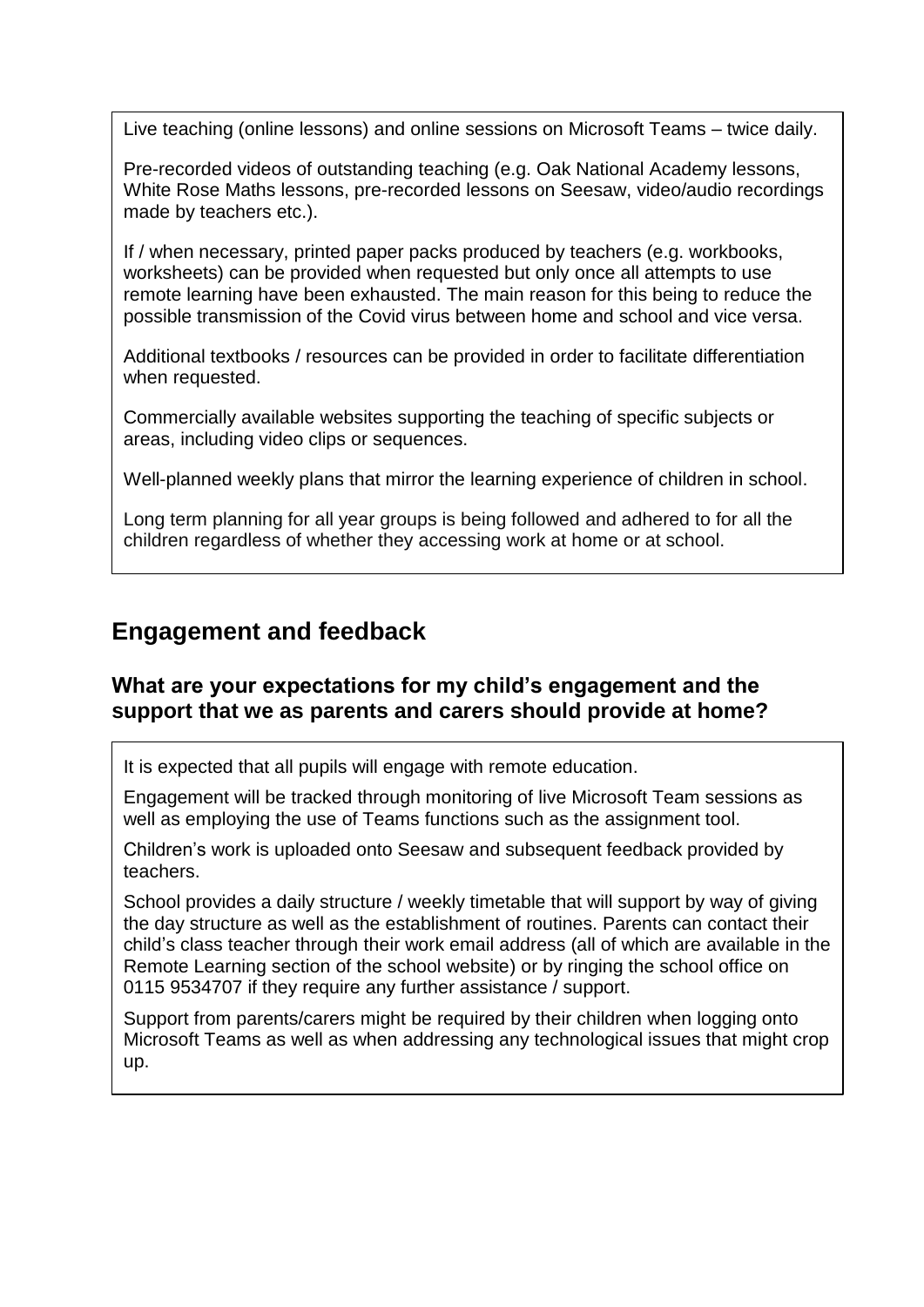Live teaching (online lessons) and online sessions on Microsoft Teams – twice daily.

Pre-recorded videos of outstanding teaching (e.g. Oak National Academy lessons, White Rose Maths lessons, pre-recorded lessons on Seesaw, video/audio recordings made by teachers etc.).

If / when necessary, printed paper packs produced by teachers (e.g. workbooks, worksheets) can be provided when requested but only once all attempts to use remote learning have been exhausted. The main reason for this being to reduce the possible transmission of the Covid virus between home and school and vice versa.

Additional textbooks / resources can be provided in order to facilitate differentiation when requested.

Commercially available websites supporting the teaching of specific subjects or areas, including video clips or sequences.

Well-planned weekly plans that mirror the learning experience of children in school.

Long term planning for all year groups is being followed and adhered to for all the children regardless of whether they accessing work at home or at school.

## Engagement and feedback

### What are your expectations for my child's engagement and the support that we as parents and carers should provide at home?

It is expected that all pupils will engage with remote education.

Engagement will be tracked through monitoring of live Microsoft Team sessions as well as employing the use of Teams functions such as the assignment tool.

Children's work is uploaded onto Seesaw and subsequent feedback provided by teachers.

School provides a daily structure / weekly timetable that will support by way of giving the day structure as well as the establishment of routines. Parents can contact their child's class teacher through their work email address (all of which are available in the Remote Learning section of the school website) or by ringing the school office on 0115 9534707 if they require any further assistance / support.

Support from parents/carers might be required by their children when logging onto Microsoft Teams as well as when addressing any technological issues that might crop up.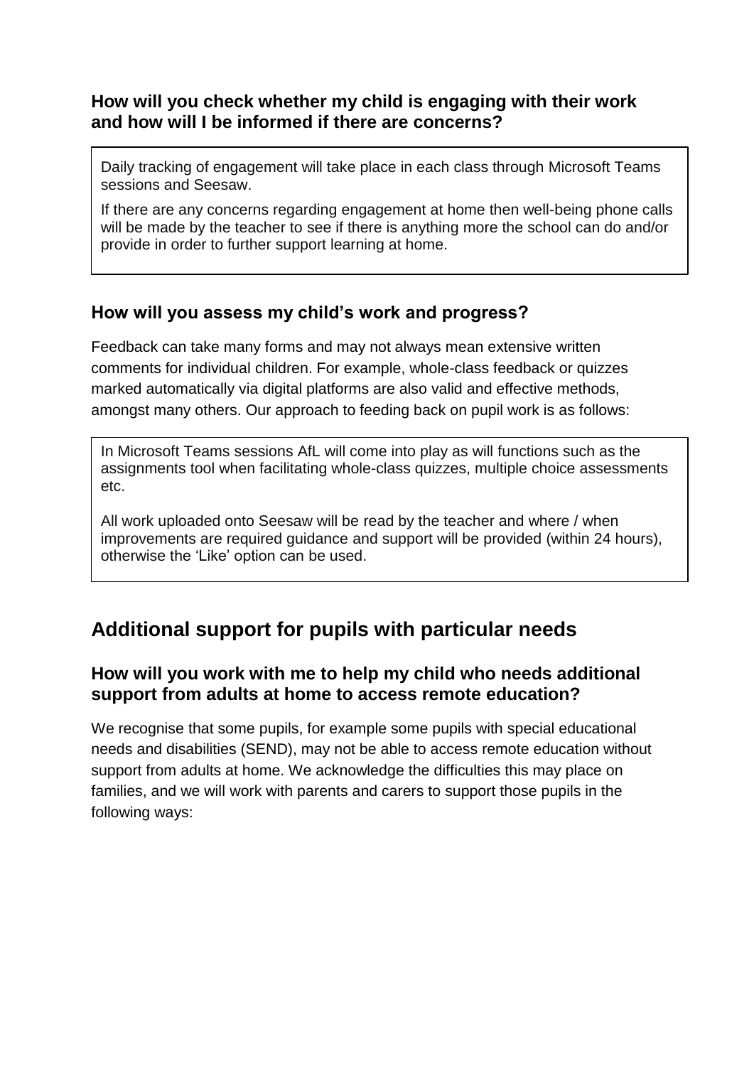### How will you check whether my child is engaging with their work and how will I be informed if there are concerns?

Daily tracking of engagement will take place in each class through Microsoft Teams sessions and Seesaw.

If there are any concerns regarding engagement at home then well-being phone calls will be made by the teacher to see if there is anything more the school can do and/or provide in order to further support learning at home.

### How will you assess my child's work and progress?

Feedback can take many forms and may not always mean extensive written comments for individual children. For example, whole-class feedback or quizzes marked automatically via digital platforms are also valid and effective methods, amongst many others. Our approach to feeding back on pupil work is as follows:

In Microsoft Teams sessions AfL will come into play as will functions such as the assignments tool when facilitating whole-class quizzes, multiple choice assessments etc.

All work uploaded onto Seesaw will be read by the teacher and where / when improvements are required guidance and support will be provided (within 24 hours), otherwise the 'Like' option can be used.

## Additional support for pupils with particular needs

### How will you work with me to help my child who needs additional support from adults at home to access remote education?

We recognise that some pupils, for example some pupils with special educational needs and disabilities (SEND), may not be able to access remote education without support from adults at home. We acknowledge the difficulties this may place on families, and we will work with parents and carers to support those pupils in the following ways: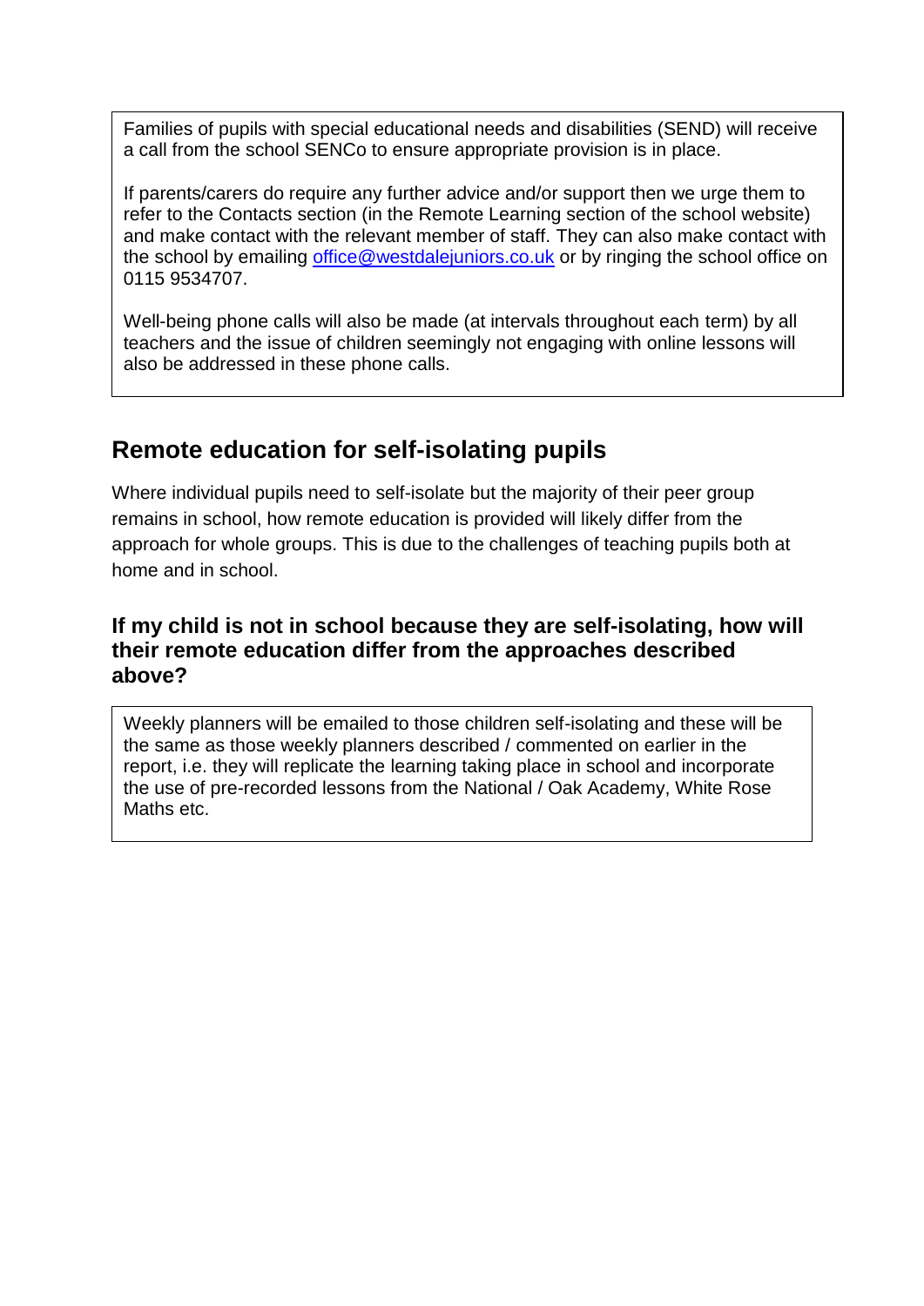Families of pupils with special educational needs and disabilities (SEND) will receive a call from the school SENCo to ensure appropriate provision is in place.

If parents/carers do require any further advice and/or support then we urge them to refer to the Contacts section (in the Remote Learning section of the school website) and make contact with the relevant member of staff. They can also make contact with the school by emailing office@westdalejuniors.co.uk or by ringing the school office on 0115 9534707.

Well-being phone calls will also be made (at intervals throughout each term) by all teachers and the issue of children seemingly not engaging with online lessons will also be addressed in these phone calls.

## Remote education for self-isolating pupils

Where individual pupils need to self-isolate but the majority of their peer group remains in school, how remote education is provided will likely differ from the approach for whole groups. This is due to the challenges of teaching pupils both at home and in school.

### If my child is not in school because they are self-isolating, how will their remote education differ from the approaches described above?

Weekly planners will be emailed to those children self-isolating and these will be the same as those weekly planners described / commented on earlier in the report, i.e. they will replicate the learning taking place in school and incorporate the use of pre-recorded lessons from the National / Oak Academy, White Rose Maths etc.